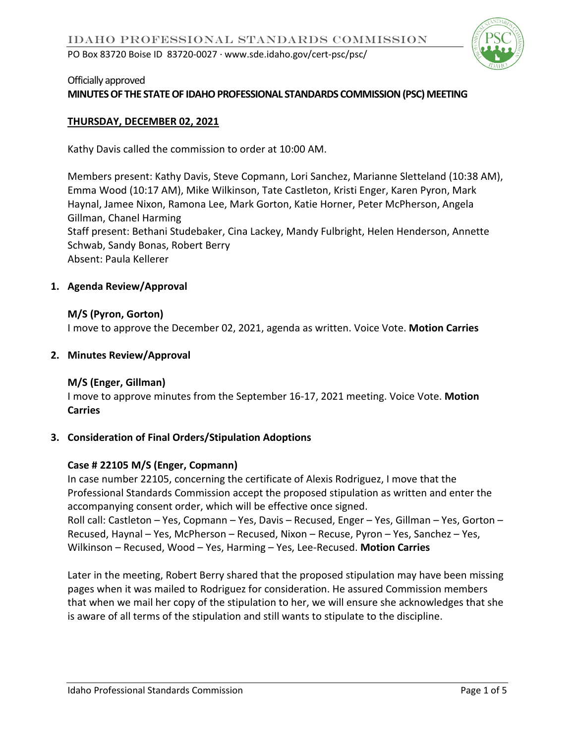# IDAHO PROFESSIONAL STANDARDS COMMISSION

PO Box 83720 Boise ID 83720-0027 · www.sde.idaho.gov/cert-psc/psc/

Officially approved

**MINUTES OF THE STATE OF IDAHO PROFESSIONAL STANDARDS COMMISSION (PSC) MEETING**

**THURSDAY, DECEMBER 02, 2021**

Kathy Davis called the commission to order at 10:00 AM.

Members present: Kathy Davis, Steve Copmann, Lori Sanchez, Marianne Sletteland (10:38 AM), Emma Wood (10:17 AM), Mike Wilkinson, Tate Castleton, Kristi Enger, Karen Pyron, Mark Haynal, Jamee Nixon, Ramona Lee, Mark Gorton, Katie Horner, Peter McPherson, Angela Gillman, Chanel Harming
Staff present: Bethani Studebaker, Cina Lackey, Mandy Fulbright, Helen Henderson, Annette Schwab, Sandy Bonas, Robert Berry
Absent: Paula Kellerer

## 1. Agenda Review/Approval

**M/S (Pyron, Gorton)**
I move to approve the December 02, 2021, agenda as written. Voice Vote. **Motion Carries**

## 2. Minutes Review/Approval

**M/S (Enger, Gillman)**
I move to approve minutes from the September 16-17, 2021 meeting. Voice Vote. **Motion Carries**

## 3. Consideration of Final Orders/Stipulation Adoptions

**Case # 22105 M/S (Enger, Copmann)**
In case number 22105, concerning the certificate of Alexis Rodriguez, I move that the Professional Standards Commission accept the proposed stipulation as written and enter the accompanying consent order, which will be effective once signed.
Roll call: Castleton – Yes, Copmann – Yes, Davis – Recused, Enger – Yes, Gillman – Yes, Gorton – Recused, Haynal – Yes, McPherson – Recused, Nixon – Recuse, Pyron – Yes, Sanchez – Yes, Wilkinson – Recused, Wood – Yes, Harming – Yes, Lee-Recused. **Motion Carries**

Later in the meeting, Robert Berry shared that the proposed stipulation may have been missing pages when it was mailed to Rodriguez for consideration. He assured Commission members that when we mail her copy of the stipulation to her, we will ensure she acknowledges that she is aware of all terms of the stipulation and still wants to stipulate to the discipline.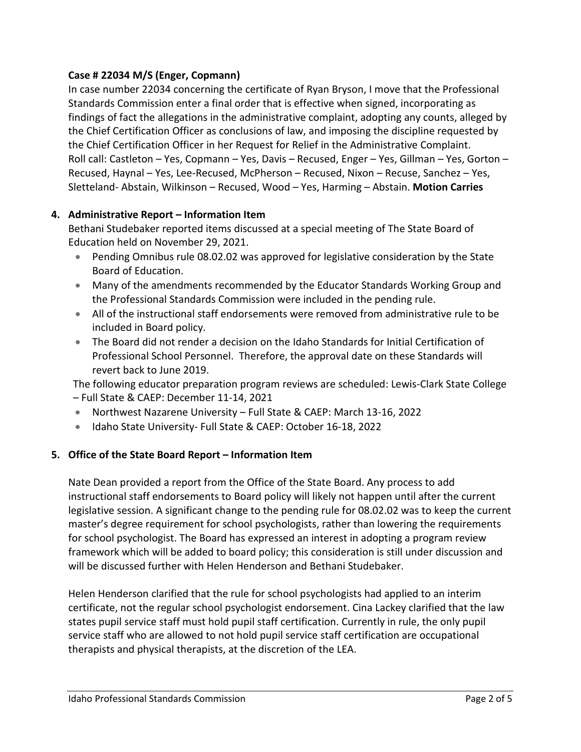**Case # 22034 M/S (Enger, Copmann)**

In case number 22034 concerning the certificate of Ryan Bryson, I move that the Professional Standards Commission enter a final order that is effective when signed, incorporating as findings of fact the allegations in the administrative complaint, adopting any counts, alleged by the Chief Certification Officer as conclusions of law, and imposing the discipline requested by the Chief Certification Officer in her Request for Relief in the Administrative Complaint. Roll call: Castleton – Yes, Copmann – Yes, Davis – Recused, Enger – Yes, Gillman – Yes, Gorton – Recused, Haynal – Yes, Lee-Recused, McPherson – Recused, Nixon – Recuse, Sanchez – Yes, Sletteland- Abstain, Wilkinson – Recused, Wood – Yes, Harming – Abstain. **Motion Carries**

**4. Administrative Report – Information Item**

Bethani Studebaker reported items discussed at a special meeting of The State Board of Education held on November 29, 2021.

- Pending Omnibus rule 08.02.02 was approved for legislative consideration by the State Board of Education.
- Many of the amendments recommended by the Educator Standards Working Group and the Professional Standards Commission were included in the pending rule.
- All of the instructional staff endorsements were removed from administrative rule to be included in Board policy.
- The Board did not render a decision on the Idaho Standards for Initial Certification of Professional School Personnel. Therefore, the approval date on these Standards will revert back to June 2019.

The following educator preparation program reviews are scheduled: Lewis-Clark State College – Full State & CAEP: December 11-14, 2021

- Northwest Nazarene University – Full State & CAEP: March 13-16, 2022
- Idaho State University- Full State & CAEP: October 16-18, 2022

**5. Office of the State Board Report – Information Item**

Nate Dean provided a report from the Office of the State Board. Any process to add instructional staff endorsements to Board policy will likely not happen until after the current legislative session. A significant change to the pending rule for 08.02.02 was to keep the current master's degree requirement for school psychologists, rather than lowering the requirements for school psychologist. The Board has expressed an interest in adopting a program review framework which will be added to board policy; this consideration is still under discussion and will be discussed further with Helen Henderson and Bethani Studebaker.

Helen Henderson clarified that the rule for school psychologists had applied to an interim certificate, not the regular school psychologist endorsement. Cina Lackey clarified that the law states pupil service staff must hold pupil staff certification. Currently in rule, the only pupil service staff who are allowed to not hold pupil service staff certification are occupational therapists and physical therapists, at the discretion of the LEA.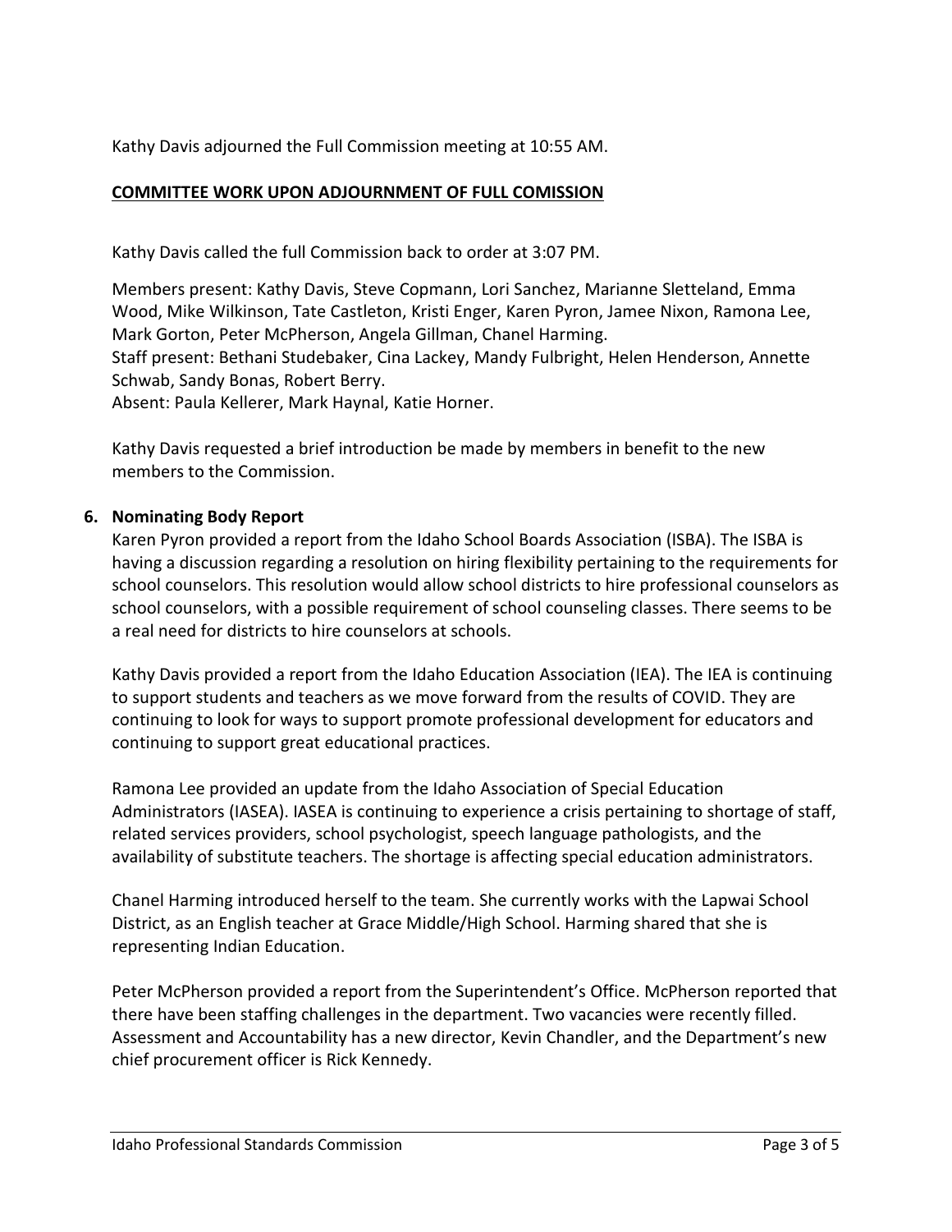Kathy Davis adjourned the Full Commission meeting at 10:55 AM.

**<u>COMMITTEE WORK UPON ADJOURNMENT OF FULL COMISSION</u>**

Kathy Davis called the full Commission back to order at 3:07 PM.

Members present: Kathy Davis, Steve Copmann, Lori Sanchez, Marianne Sletteland, Emma Wood, Mike Wilkinson, Tate Castleton, Kristi Enger, Karen Pyron, Jamee Nixon, Ramona Lee, Mark Gorton, Peter McPherson, Angela Gillman, Chanel Harming.
Staff present: Bethani Studebaker, Cina Lackey, Mandy Fulbright, Helen Henderson, Annette Schwab, Sandy Bonas, Robert Berry.
Absent: Paula Kellerer, Mark Haynal, Katie Horner.

Kathy Davis requested a brief introduction be made by members in benefit to the new members to the Commission.

**6. Nominating Body Report**

Karen Pyron provided a report from the Idaho School Boards Association (ISBA). The ISBA is having a discussion regarding a resolution on hiring flexibility pertaining to the requirements for school counselors. This resolution would allow school districts to hire professional counselors as school counselors, with a possible requirement of school counseling classes. There seems to be a real need for districts to hire counselors at schools.

Kathy Davis provided a report from the Idaho Education Association (IEA). The IEA is continuing to support students and teachers as we move forward from the results of COVID. They are continuing to look for ways to support promote professional development for educators and continuing to support great educational practices.

Ramona Lee provided an update from the Idaho Association of Special Education Administrators (IASEA). IASEA is continuing to experience a crisis pertaining to shortage of staff, related services providers, school psychologist, speech language pathologists, and the availability of substitute teachers. The shortage is affecting special education administrators.

Chanel Harming introduced herself to the team. She currently works with the Lapwai School District, as an English teacher at Grace Middle/High School. Harming shared that she is representing Indian Education.

Peter McPherson provided a report from the Superintendent's Office. McPherson reported that there have been staffing challenges in the department. Two vacancies were recently filled. Assessment and Accountability has a new director, Kevin Chandler, and the Department's new chief procurement officer is Rick Kennedy.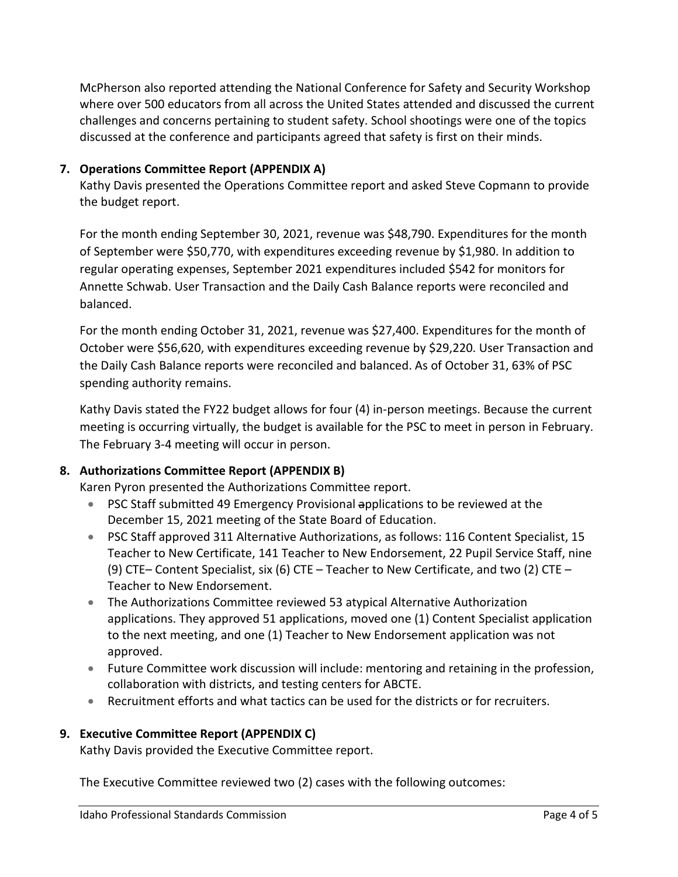McPherson also reported attending the National Conference for Safety and Security Workshop where over 500 educators from all across the United States attended and discussed the current challenges and concerns pertaining to student safety. School shootings were one of the topics discussed at the conference and participants agreed that safety is first on their minds.

**7. Operations Committee Report (APPENDIX A)**

Kathy Davis presented the Operations Committee report and asked Steve Copmann to provide the budget report.

For the month ending September 30, 2021, revenue was $48,790. Expenditures for the month of September were $50,770, with expenditures exceeding revenue by $1,980. In addition to regular operating expenses, September 2021 expenditures included $542 for monitors for Annette Schwab. User Transaction and the Daily Cash Balance reports were reconciled and balanced.

For the month ending October 31, 2021, revenue was $27,400. Expenditures for the month of October were $56,620, with expenditures exceeding revenue by $29,220. User Transaction and the Daily Cash Balance reports were reconciled and balanced. As of October 31, 63% of PSC spending authority remains.

Kathy Davis stated the FY22 budget allows for four (4) in-person meetings. Because the current meeting is occurring virtually, the budget is available for the PSC to meet in person in February. The February 3-4 meeting will occur in person.

**8. Authorizations Committee Report (APPENDIX B)**

Karen Pyron presented the Authorizations Committee report.

- PSC Staff submitted 49 Emergency Provisional ~~a~~applications to be reviewed at the December 15, 2021 meeting of the State Board of Education.
- PSC Staff approved 311 Alternative Authorizations, as follows: 116 Content Specialist, 15 Teacher to New Certificate, 141 Teacher to New Endorsement, 22 Pupil Service Staff, nine (9) CTE– Content Specialist, six (6) CTE – Teacher to New Certificate, and two (2) CTE – Teacher to New Endorsement.
- The Authorizations Committee reviewed 53 atypical Alternative Authorization applications. They approved 51 applications, moved one (1) Content Specialist application to the next meeting, and one (1) Teacher to New Endorsement application was not approved.
- Future Committee work discussion will include: mentoring and retaining in the profession, collaboration with districts, and testing centers for ABCTE.
- Recruitment efforts and what tactics can be used for the districts or for recruiters.

**9. Executive Committee Report (APPENDIX C)**

Kathy Davis provided the Executive Committee report.

The Executive Committee reviewed two (2) cases with the following outcomes: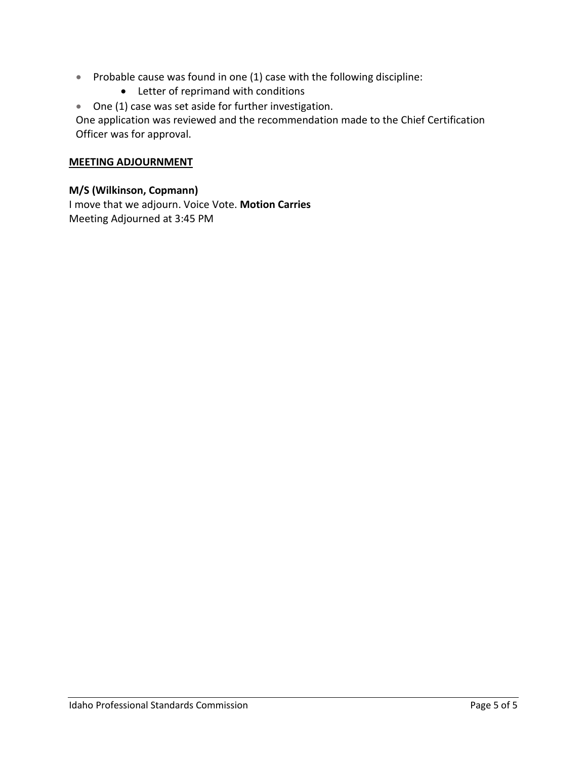- Probable cause was found in one (1) case with the following discipline:
  - Letter of reprimand with conditions
- One (1) case was set aside for further investigation.

One application was reviewed and the recommendation made to the Chief Certification Officer was for approval.

**MEETING ADJOURNMENT**

**M/S (Wilkinson, Copmann)**
I move that we adjourn. Voice Vote. **Motion Carries**
Meeting Adjourned at 3:45 PM